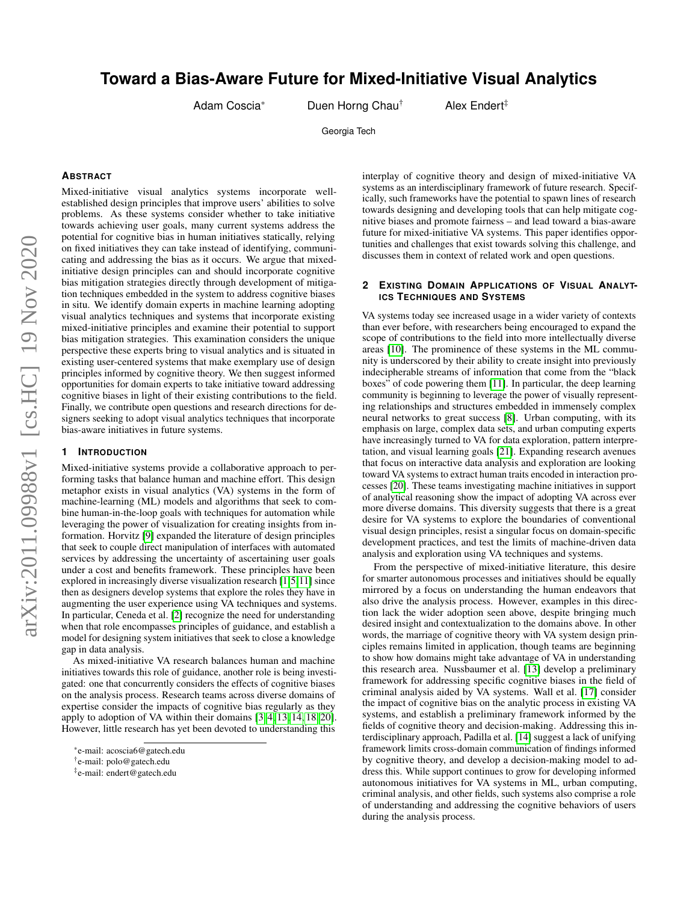# Toward a Bias-Aware Future for Mixed-Initiative Visual Analytics

Adam Coscia* Duen Horng Chau† Alex Endert‡

Georgia Tech

## Abstract

Mixed-initiative visual analytics systems incorporate well-established design principles that improve users' abilities to solve problems. As these systems consider whether to take initiative towards achieving user goals, many current systems address the potential for cognitive bias in human initiatives statically, relying on fixed initiatives they can take instead of identifying, communicating and addressing the bias as it occurs. We argue that mixed-initiative design principles can and should incorporate cognitive bias mitigation strategies directly through development of mitigation techniques embedded in the system to address cognitive biases in situ. We identify domain experts in machine learning adopting visual analytics techniques and systems that incorporate existing mixed-initiative principles and examine their potential to support bias mitigation strategies. This examination considers the unique perspective these experts bring to visual analytics and is situated in existing user-centered systems that make exemplary use of design principles informed by cognitive theory. We then suggest informed opportunities for domain experts to take initiative toward addressing cognitive biases in light of their existing contributions to the field. Finally, we contribute open questions and research directions for designers seeking to adopt visual analytics techniques that incorporate bias-aware initiatives in future systems.

## 1 Introduction

Mixed-initiative systems provide a collaborative approach to performing tasks that balance human and machine effort. This design metaphor exists in visual analytics (VA) systems in the form of machine-learning (ML) models and algorithms that seek to combine human-in-the-loop goals with techniques for automation while leveraging the power of visualization for creating insights from information. Horvitz [9] expanded the literature of design principles that seek to couple direct manipulation of interfaces with automated services by addressing the uncertainty of ascertaining user goals under a cost and benefits framework. These principles have been explored in increasingly diverse visualization research [1,5,11] since then as designers develop systems that explore the roles they have in augmenting the user experience using VA techniques and systems. In particular, Ceneda et al. [2] recognize the need for understanding when that role encompasses principles of guidance, and establish a model for designing system initiatives that seek to close a knowledge gap in data analysis.

As mixed-initiative VA research balances human and machine initiatives towards this role of guidance, another role is being investigated: one that concurrently considers the effects of cognitive biases on the analysis process. Research teams across diverse domains of expertise consider the impacts of cognitive bias regularly as they apply to adoption of VA within their domains [3,4,13,14,18,20]. However, little research has yet been devoted to understanding this interplay of cognitive theory and design of mixed-initiative VA systems as an interdisciplinary framework of future research. Specifically, such frameworks have the potential to spawn lines of research towards designing and developing tools that can help mitigate cognitive biases and promote fairness – and lead toward a bias-aware future for mixed-initiative VA systems. This paper identifies opportunities and challenges that exist towards solving this challenge, and discusses them in context of related work and open questions.

## 2 Existing Domain Applications of Visual Analytics Techniques and Systems

VA systems today see increased usage in a wider variety of contexts than ever before, with researchers being encouraged to expand the scope of contributions to the field into more intellectually diverse areas [10]. The prominence of these systems in the ML community is underscored by their ability to create insight into previously indecipherable streams of information that come from the "black boxes" of code powering them [11]. In particular, the deep learning community is beginning to leverage the power of visually representing relationships and structures embedded in immensely complex neural networks to great success [8]. Urban computing, with its emphasis on large, complex data sets, and urban computing experts have increasingly turned to VA for data exploration, pattern interpretation, and visual learning goals [21]. Expanding research avenues that focus on interactive data analysis and exploration are looking toward VA systems to extract human traits encoded in interaction processes [20]. These teams investigating machine initiatives in support of analytical reasoning show the impact of adopting VA across ever more diverse domains. This diversity suggests that there is a great desire for VA systems to explore the boundaries of conventional visual design principles, resist a singular focus on domain-specific development practices, and test the limits of machine-driven data analysis and exploration using VA techniques and systems.

From the perspective of mixed-initiative literature, this desire for smarter autonomous processes and initiatives should be equally mirrored by a focus on understanding the human endeavors that also drive the analysis process. However, examples in this direction lack the wider adoption seen above, despite bringing much desired insight and contextualization to the domains above. In other words, the marriage of cognitive theory with VA system design principles remains limited in application, though teams are beginning to show how domains might take advantage of VA in understanding this research area. Nussbaumer et al. [13] develop a preliminary framework for addressing specific cognitive biases in the field of criminal analysis aided by VA systems. Wall et al. [17] consider the impact of cognitive bias on the analytic process in existing VA systems, and establish a preliminary framework informed by the fields of cognitive theory and decision-making. Addressing this interdisciplinary approach, Padilla et al. [14] suggest a lack of unifying framework limits cross-domain communication of findings informed by cognitive theory, and develop a decision-making model to address this. While support continues to grow for developing informed autonomous initiatives for VA systems in ML, urban computing, criminal analysis, and other fields, such systems also comprise a role of understanding and addressing the cognitive behaviors of users during the analysis process.

*e-mail: acoscia6@gatech.edu
†e-mail: polo@gatech.edu
‡e-mail: endert@gatech.edu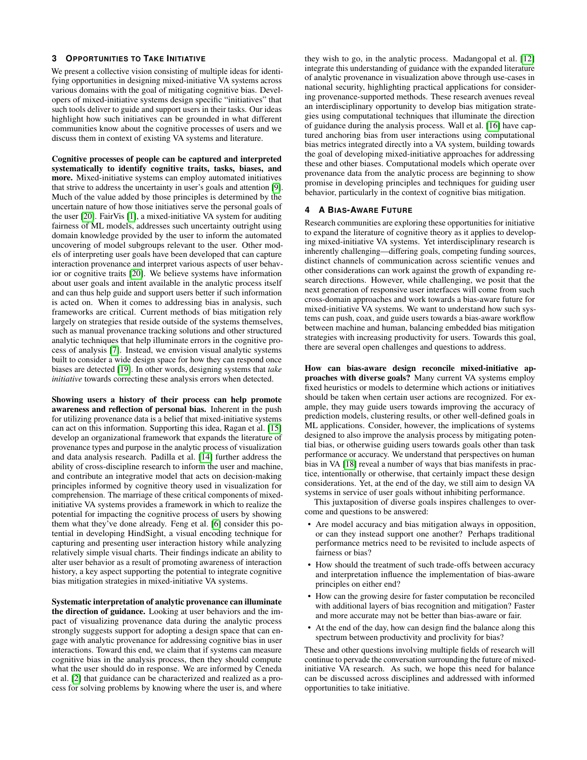## 3 Opportunities to Take Initiative

We present a collective vision consisting of multiple ideas for identifying opportunities in designing mixed-initiative VA systems across various domains with the goal of mitigating cognitive bias. Developers of mixed-initiative systems design specific "initiatives" that such tools deliver to guide and support users in their tasks. Our ideas highlight how such initiatives can be grounded in what different communities know about the cognitive processes of users and we discuss them in context of existing VA systems and literature.

**Cognitive processes of people can be captured and interpreted systematically to identify cognitive traits, tasks, biases, and more.** Mixed-initiative systems can employ automated initiatives that strive to address the uncertainty in user's goals and attention [9]. Much of the value added by those principles is determined by the uncertain nature of how those initiatives serve the personal goals of the user [20]. FairVis [1], a mixed-initiative VA system for auditing fairness of ML models, addresses such uncertainty outright using domain knowledge provided by the user to inform the automated uncovering of model subgroups relevant to the user. Other models of interpreting user goals have been developed that can capture interaction provenance and interpret various aspects of user behavior or cognitive traits [20]. We believe systems have information about user goals and intent available in the analytic process itself and can thus help guide and support users better if such information is acted on. When it comes to addressing bias in analysis, such frameworks are critical. Current methods of bias mitigation rely largely on strategies that reside outside of the systems themselves, such as manual provenance tracking solutions and other structured analytic techniques that help illuminate errors in the cognitive process of analysis [7]. Instead, we envision visual analytic systems built to consider a wide design space for how they can respond once biases are detected [19]. In other words, designing systems that *take initiative* towards correcting these analysis errors when detected.

**Showing users a history of their process can help promote awareness and reflection of personal bias.** Inherent in the push for utilizing provenance data is a belief that mixed-initiative systems can act on this information. Supporting this idea, Ragan et al. [15] develop an organizational framework that expands the literature of provenance types and purpose in the analytic process of visualization and data analysis research. Padilla et al. [14] further address the ability of cross-discipline research to inform the user and machine, and contribute an integrative model that acts on decision-making principles informed by cognitive theory used in visualization for comprehension. The marriage of these critical components of mixed-initiative VA systems provides a framework in which to realize the potential for impacting the cognitive process of users by showing them what they've done already. Feng et al. [6] consider this potential in developing HindSight, a visual encoding technique for capturing and presenting user interaction history while analyzing relatively simple visual charts. Their findings indicate an ability to alter user behavior as a result of promoting awareness of interaction history, a key aspect supporting the potential to integrate cognitive bias mitigation strategies in mixed-initiative VA systems.

**Systematic interpretation of analytic provenance can illuminate the direction of guidance.** Looking at user behaviors and the impact of visualizing provenance data during the analytic process strongly suggests support for adopting a design space that can engage with analytic provenance for addressing cognitive bias in user interactions. Toward this end, we claim that if systems can measure cognitive bias in the analysis process, then they should compute what the user should do in response. We are informed by Ceneda et al. [2] that guidance can be characterized and realized as a process for solving problems by knowing where the user is, and where they wish to go, in the analytic process. Madangopal et al. [12] integrate this understanding of guidance with the expanded literature of analytic provenance in visualization above through use-cases in national security, highlighting practical applications for considering provenance-supported methods. These research avenues reveal an interdisciplinary opportunity to develop bias mitigation strategies using computational techniques that illuminate the direction of guidance during the analysis process. Wall et al. [16] have captured anchoring bias from user interactions using computational bias metrics integrated directly into a VA system, building towards the goal of developing mixed-initiative approaches for addressing these and other biases. Computational models which operate over provenance data from the analytic process are beginning to show promise in developing principles and techniques for guiding user behavior, particularly in the context of cognitive bias mitigation.

## 4 A Bias-Aware Future

Research communities are exploring these opportunities for initiative to expand the literature of cognitive theory as it applies to developing mixed-initiative VA systems. Yet interdisciplinary research is inherently challenging—differing goals, competing funding sources, distinct channels of communication across scientific venues and other considerations can work against the growth of expanding research directions. However, while challenging, we posit that the next generation of responsive user interfaces will come from such cross-domain approaches and work towards a bias-aware future for mixed-initiative VA systems. We want to understand how such systems can push, coax, and guide users towards a bias-aware workflow between machine and human, balancing embedded bias mitigation strategies with increasing productivity for users. Towards this goal, there are several open challenges and questions to address.

**How can bias-aware design reconcile mixed-initiative approaches with diverse goals?** Many current VA systems employ fixed heuristics or models to determine which actions or initiatives should be taken when certain user actions are recognized. For example, they may guide users towards improving the accuracy of prediction models, clustering results, or other well-defined goals in ML applications. Consider, however, the implications of systems designed to also improve the analysis process by mitigating potential bias, or otherwise guiding users towards goals other than task performance or accuracy. We understand that perspectives on human bias in VA [18] reveal a number of ways that bias manifests in practice, intentionally or otherwise, that certainly impact these design considerations. Yet, at the end of the day, we still aim to design VA systems in service of user goals without inhibiting performance.

This juxtaposition of diverse goals inspires challenges to overcome and questions to be answered:

- Are model accuracy and bias mitigation always in opposition, or can they instead support one another? Perhaps traditional performance metrics need to be revisited to include aspects of fairness or bias?
- How should the treatment of such trade-offs between accuracy and interpretation influence the implementation of bias-aware principles on either end?
- How can the growing desire for faster computation be reconciled with additional layers of bias recognition and mitigation? Faster and more accurate may not be better than bias-aware or fair.
- At the end of the day, how can design find the balance along this spectrum between productivity and proclivity for bias?

These and other questions involving multiple fields of research will continue to pervade the conversation surrounding the future of mixed-initiative VA research. As such, we hope this need for balance can be discussed across disciplines and addressed with informed opportunities to take initiative.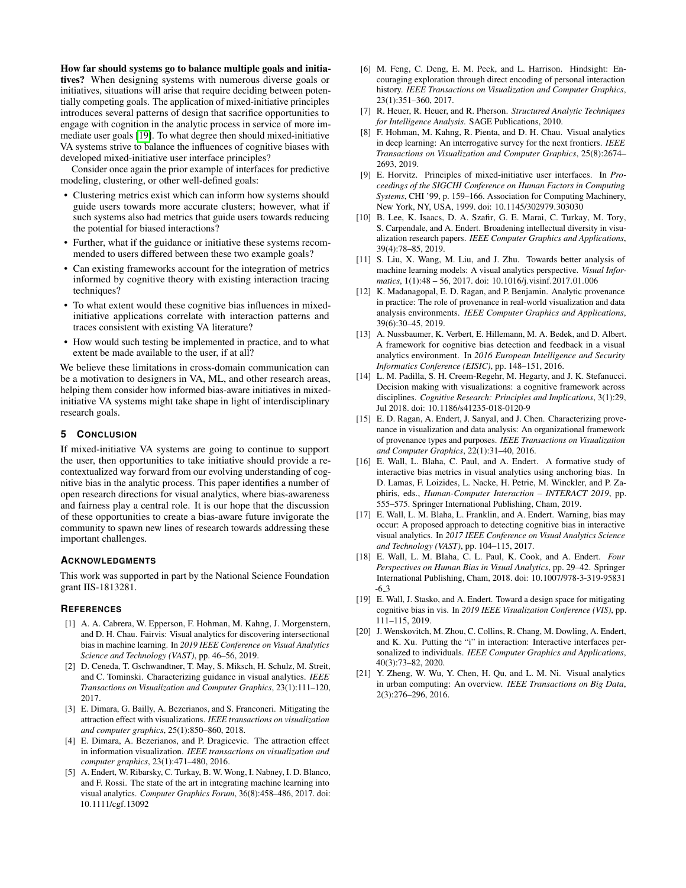**How far should systems go to balance multiple goals and initiatives?** When designing systems with numerous diverse goals or initiatives, situations will arise that require deciding between potentially competing goals. The application of mixed-initiative principles introduces several patterns of design that sacrifice opportunities to engage with cognition in the analytic process in service of more immediate user goals [19]. To what degree then should mixed-initiative VA systems strive to balance the influences of cognitive biases with developed mixed-initiative user interface principles?

Consider once again the prior example of interfaces for predictive modeling, clustering, or other well-defined goals:

- Clustering metrics exist which can inform how systems should guide users towards more accurate clusters; however, what if such systems also had metrics that guide users towards reducing the potential for biased interactions?
- Further, what if the guidance or initiative these systems recommended to users differed between these two example goals?
- Can existing frameworks account for the integration of metrics informed by cognitive theory with existing interaction tracing techniques?
- To what extent would these cognitive bias influences in mixed-initiative applications correlate with interaction patterns and traces consistent with existing VA literature?
- How would such testing be implemented in practice, and to what extent be made available to the user, if at all?

We believe these limitations in cross-domain communication can be a motivation to designers in VA, ML, and other research areas, helping them consider how informed bias-aware initiatives in mixed-initiative VA systems might take shape in light of interdisciplinary research goals.

## 5 Conclusion

If mixed-initiative VA systems are going to continue to support the user, then opportunities to take initiative should provide a recontextualized way forward from our evolving understanding of cognitive bias in the analytic process. This paper identifies a number of open research directions for visual analytics, where bias-awareness and fairness play a central role. It is our hope that the discussion of these opportunities to create a bias-aware future invigorate the community to spawn new lines of research towards addressing these important challenges.

## Acknowledgments

This work was supported in part by the National Science Foundation grant IIS-1813281.

## References

[1] A. A. Cabrera, W. Epperson, F. Hohman, M. Kahng, J. Morgenstern, and D. H. Chau. Fairvis: Visual analytics for discovering intersectional bias in machine learning. In *2019 IEEE Conference on Visual Analytics Science and Technology (VAST)*, pp. 46–56, 2019.

[2] D. Ceneda, T. Gschwandtner, T. May, S. Miksch, H. Schulz, M. Streit, and C. Tominski. Characterizing guidance in visual analytics. *IEEE Transactions on Visualization and Computer Graphics*, 23(1):111–120, 2017.

[3] E. Dimara, G. Bailly, A. Bezerianos, and S. Franconeri. Mitigating the attraction effect with visualizations. *IEEE transactions on visualization and computer graphics*, 25(1):850–860, 2018.

[4] E. Dimara, A. Bezerianos, and P. Dragicevic. The attraction effect in information visualization. *IEEE transactions on visualization and computer graphics*, 23(1):471–480, 2016.

[5] A. Endert, W. Ribarsky, C. Turkay, B. W. Wong, I. Nabney, I. D. Blanco, and F. Rossi. The state of the art in integrating machine learning into visual analytics. *Computer Graphics Forum*, 36(8):458–486, 2017. doi: 10.1111/cgf.13092

[6] M. Feng, C. Deng, E. M. Peck, and L. Harrison. Hindsight: Encouraging exploration through direct encoding of personal interaction history. *IEEE Transactions on Visualization and Computer Graphics*, 23(1):351–360, 2017.

[7] R. Heuer, R. Heuer, and R. Pherson. *Structured Analytic Techniques for Intelligence Analysis*. SAGE Publications, 2010.

[8] F. Hohman, M. Kahng, R. Pienta, and D. H. Chau. Visual analytics in deep learning: An interrogative survey for the next frontiers. *IEEE Transactions on Visualization and Computer Graphics*, 25(8):2674–2693, 2019.

[9] E. Horvitz. Principles of mixed-initiative user interfaces. In *Proceedings of the SIGCHI Conference on Human Factors in Computing Systems*, CHI '99, p. 159–166. Association for Computing Machinery, New York, NY, USA, 1999. doi: 10.1145/302979.303030

[10] B. Lee, K. Isaacs, D. A. Szafir, G. E. Marai, C. Turkay, M. Tory, S. Carpendale, and A. Endert. Broadening intellectual diversity in visualization research papers. *IEEE Computer Graphics and Applications*, 39(4):78–85, 2019.

[11] S. Liu, X. Wang, M. Liu, and J. Zhu. Towards better analysis of machine learning models: A visual analytics perspective. *Visual Informatics*, 1(1):48 – 56, 2017. doi: 10.1016/j.visinf.2017.01.006

[12] K. Madanagopal, E. D. Ragan, and P. Benjamin. Analytic provenance in practice: The role of provenance in real-world visualization and data analysis environments. *IEEE Computer Graphics and Applications*, 39(6):30–45, 2019.

[13] A. Nussbaumer, K. Verbert, E. Hillemann, M. A. Bedek, and D. Albert. A framework for cognitive bias detection and feedback in a visual analytics environment. In *2016 European Intelligence and Security Informatics Conference (EISIC)*, pp. 148–151, 2016.

[14] L. M. Padilla, S. H. Creem-Regehr, M. Hegarty, and J. K. Stefanucci. Decision making with visualizations: a cognitive framework across disciplines. *Cognitive Research: Principles and Implications*, 3(1):29, Jul 2018. doi: 10.1186/s41235-018-0120-9

[15] E. D. Ragan, A. Endert, J. Sanyal, and J. Chen. Characterizing provenance in visualization and data analysis: An organizational framework of provenance types and purposes. *IEEE Transactions on Visualization and Computer Graphics*, 22(1):31–40, 2016.

[16] E. Wall, L. Blaha, C. Paul, and A. Endert. A formative study of interactive bias metrics in visual analytics using anchoring bias. In D. Lamas, F. Loizides, L. Nacke, H. Petrie, M. Winckler, and P. Zaphiris, eds., *Human-Computer Interaction – INTERACT 2019*, pp. 555–575. Springer International Publishing, Cham, 2019.

[17] E. Wall, L. M. Blaha, L. Franklin, and A. Endert. Warning, bias may occur: A proposed approach to detecting cognitive bias in interactive visual analytics. In *2017 IEEE Conference on Visual Analytics Science and Technology (VAST)*, pp. 104–115, 2017.

[18] E. Wall, L. M. Blaha, C. L. Paul, K. Cook, and A. Endert. *Four Perspectives on Human Bias in Visual Analytics*, pp. 29–42. Springer International Publishing, Cham, 2018. doi: 10.1007/978-3-319-95831-6_3

[19] E. Wall, J. Stasko, and A. Endert. Toward a design space for mitigating cognitive bias in vis. In *2019 IEEE Visualization Conference (VIS)*, pp. 111–115, 2019.

[20] J. Wenskovitch, M. Zhou, C. Collins, R. Chang, M. Dowling, A. Endert, and K. Xu. Putting the "i" in interaction: Interactive interfaces personalized to individuals. *IEEE Computer Graphics and Applications*, 40(3):73–82, 2020.

[21] Y. Zheng, W. Wu, Y. Chen, H. Qu, and L. M. Ni. Visual analytics in urban computing: An overview. *IEEE Transactions on Big Data*, 2(3):276–296, 2016.